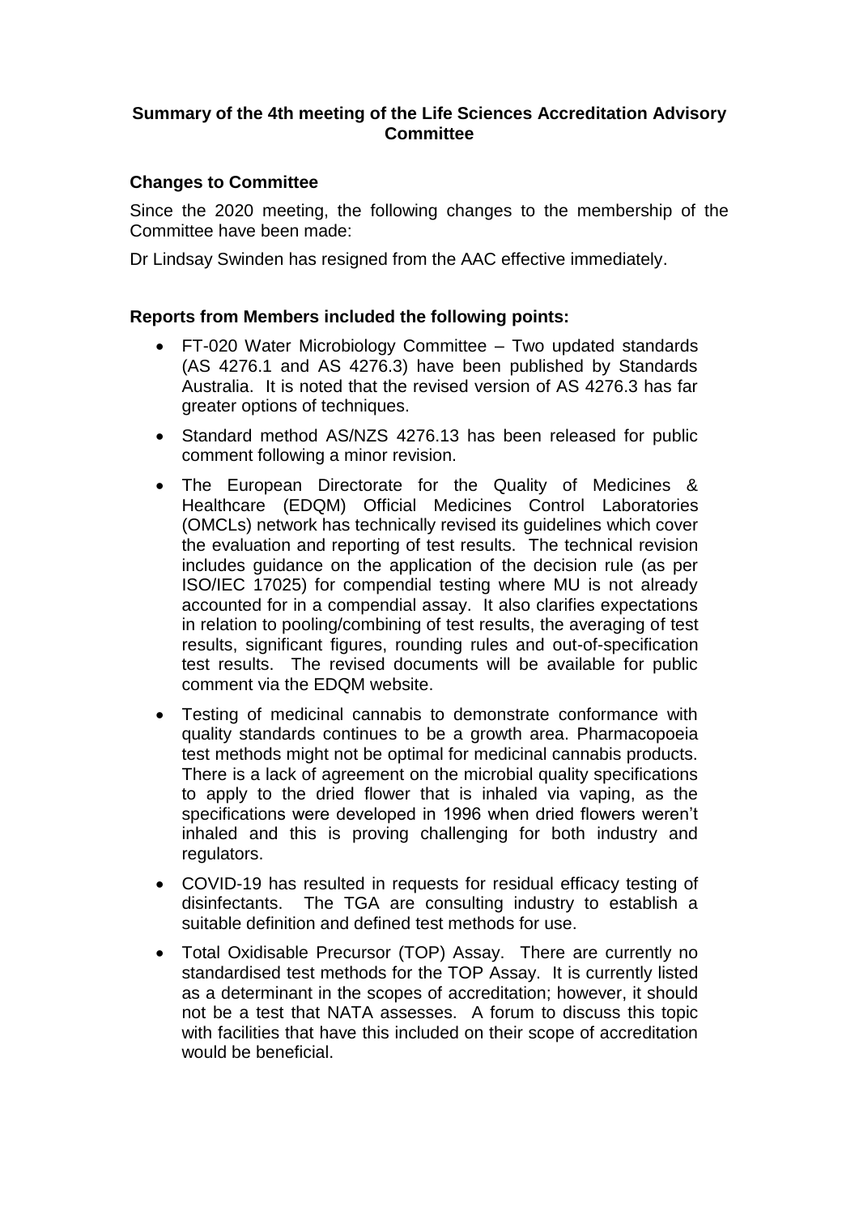# Summary of the 4th meeting of the Life Sciences Accreditation Advisory Committee

## Changes to Committee

Since the 2020 meeting, the following changes to the membership of the Committee have been made:

Dr Lindsay Swinden has resigned from the AAC effective immediately.

## Reports from Members included the following points:

- FT-020 Water Microbiology Committee – Two updated standards (AS 4276.1 and AS 4276.3) have been published by Standards Australia. It is noted that the revised version of AS 4276.3 has far greater options of techniques.
- Standard method AS/NZS 4276.13 has been released for public comment following a minor revision.
- The European Directorate for the Quality of Medicines & Healthcare (EDQM) Official Medicines Control Laboratories (OMCLs) network has technically revised its guidelines which cover the evaluation and reporting of test results. The technical revision includes guidance on the application of the decision rule (as per ISO/IEC 17025) for compendial testing where MU is not already accounted for in a compendial assay. It also clarifies expectations in relation to pooling/combining of test results, the averaging of test results, significant figures, rounding rules and out-of-specification test results. The revised documents will be available for public comment via the EDQM website.
- Testing of medicinal cannabis to demonstrate conformance with quality standards continues to be a growth area. Pharmacopoeia test methods might not be optimal for medicinal cannabis products. There is a lack of agreement on the microbial quality specifications to apply to the dried flower that is inhaled via vaping, as the specifications were developed in 1996 when dried flowers weren't inhaled and this is proving challenging for both industry and regulators.
- COVID-19 has resulted in requests for residual efficacy testing of disinfectants. The TGA are consulting industry to establish a suitable definition and defined test methods for use.
- Total Oxidisable Precursor (TOP) Assay. There are currently no standardised test methods for the TOP Assay. It is currently listed as a determinant in the scopes of accreditation; however, it should not be a test that NATA assesses. A forum to discuss this topic with facilities that have this included on their scope of accreditation would be beneficial.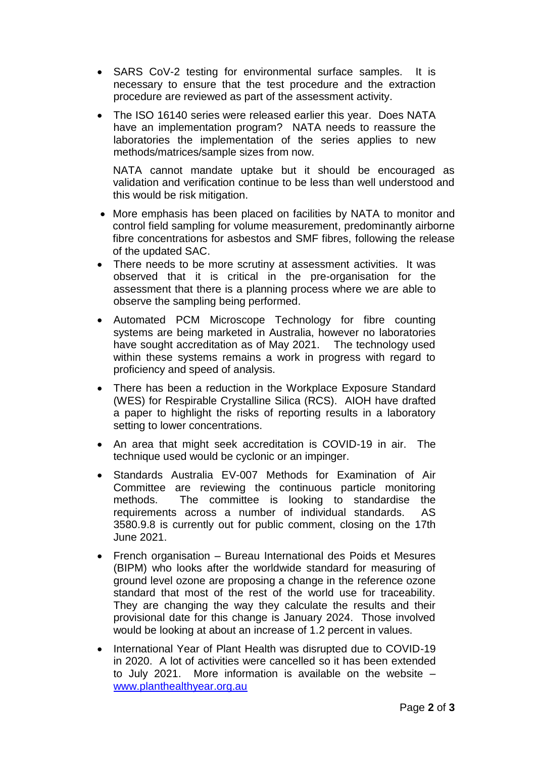- SARS CoV-2 testing for environmental surface samples. It is necessary to ensure that the test procedure and the extraction procedure are reviewed as part of the assessment activity.
- The ISO 16140 series were released earlier this year. Does NATA have an implementation program? NATA needs to reassure the laboratories the implementation of the series applies to new methods/matrices/sample sizes from now.

  NATA cannot mandate uptake but it should be encouraged as validation and verification continue to be less than well understood and this would be risk mitigation.
- More emphasis has been placed on facilities by NATA to monitor and control field sampling for volume measurement, predominantly airborne fibre concentrations for asbestos and SMF fibres, following the release of the updated SAC.
- There needs to be more scrutiny at assessment activities. It was observed that it is critical in the pre-organisation for the assessment that there is a planning process where we are able to observe the sampling being performed.
- Automated PCM Microscope Technology for fibre counting systems are being marketed in Australia, however no laboratories have sought accreditation as of May 2021. The technology used within these systems remains a work in progress with regard to proficiency and speed of analysis.
- There has been a reduction in the Workplace Exposure Standard (WES) for Respirable Crystalline Silica (RCS). AIOH have drafted a paper to highlight the risks of reporting results in a laboratory setting to lower concentrations.
- An area that might seek accreditation is COVID-19 in air. The technique used would be cyclonic or an impinger.
- Standards Australia EV-007 Methods for Examination of Air Committee are reviewing the continuous particle monitoring methods. The committee is looking to standardise the requirements across a number of individual standards. AS 3580.9.8 is currently out for public comment, closing on the 17th June 2021.
- French organisation – Bureau International des Poids et Mesures (BIPM) who looks after the worldwide standard for measuring of ground level ozone are proposing a change in the reference ozone standard that most of the rest of the world use for traceability. They are changing the way they calculate the results and their provisional date for this change is January 2024. Those involved would be looking at about an increase of 1.2 percent in values.
- International Year of Plant Health was disrupted due to COVID-19 in 2020. A lot of activities were cancelled so it has been extended to July 2021. More information is available on the website – [www.planthealthyear.org.au](http://www.planthealthyear.org.au)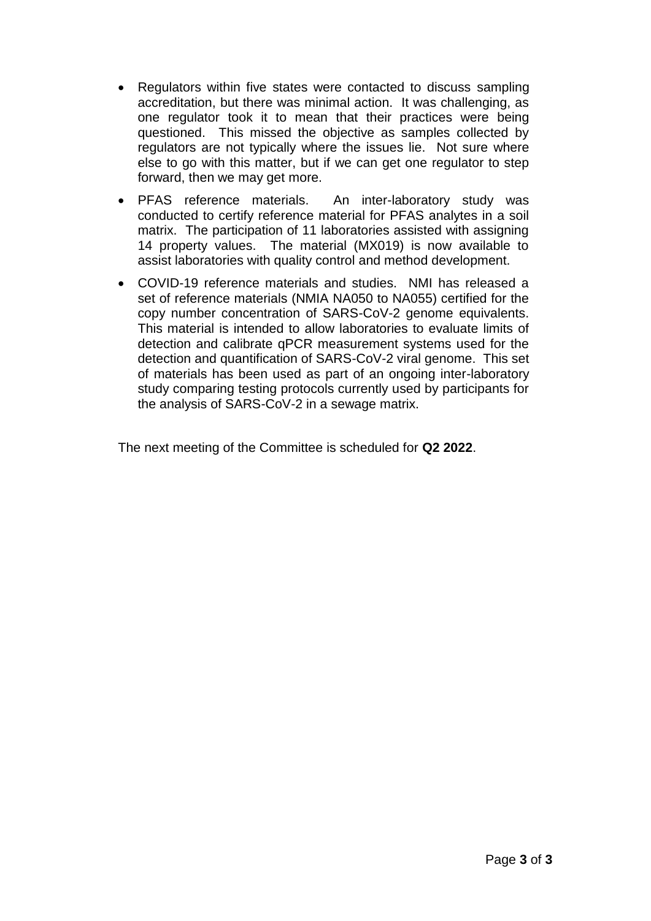- Regulators within five states were contacted to discuss sampling accreditation, but there was minimal action. It was challenging, as one regulator took it to mean that their practices were being questioned. This missed the objective as samples collected by regulators are not typically where the issues lie. Not sure where else to go with this matter, but if we can get one regulator to step forward, then we may get more.
- PFAS reference materials. An inter-laboratory study was conducted to certify reference material for PFAS analytes in a soil matrix. The participation of 11 laboratories assisted with assigning 14 property values. The material (MX019) is now available to assist laboratories with quality control and method development.
- COVID-19 reference materials and studies. NMI has released a set of reference materials (NMIA NA050 to NA055) certified for the copy number concentration of SARS-CoV-2 genome equivalents. This material is intended to allow laboratories to evaluate limits of detection and calibrate qPCR measurement systems used for the detection and quantification of SARS-CoV-2 viral genome. This set of materials has been used as part of an ongoing inter-laboratory study comparing testing protocols currently used by participants for the analysis of SARS-CoV-2 in a sewage matrix.

The next meeting of the Committee is scheduled for **Q2 2022**.